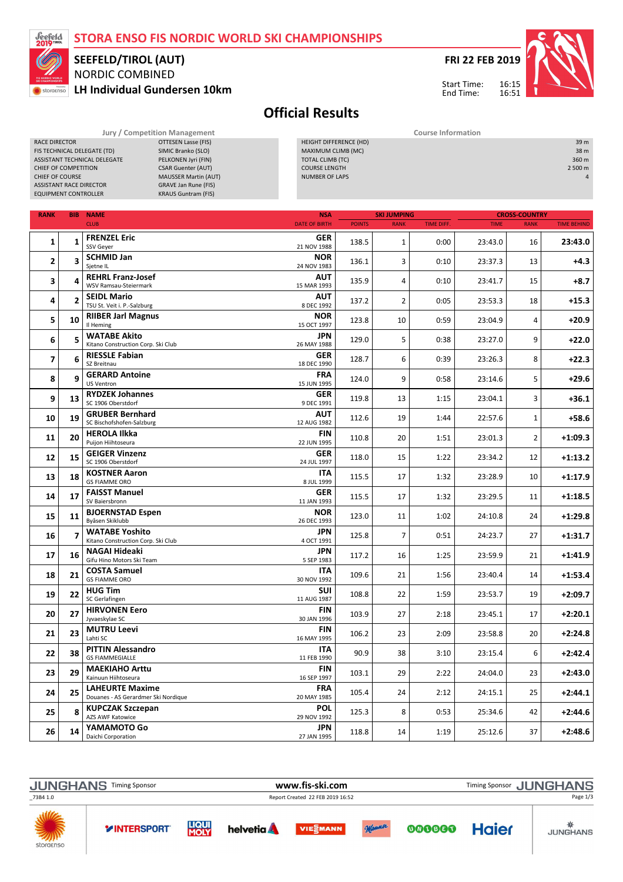# STORA ENSO FIS NORDIC WORLD SKI CHAMPIONSHIPS

## SEEFELD/TIROL (AUT)

NORDIC COMBINED

**LH Individual Gundersen 10km**

**FRI 22 FEB 2019**

Start Time: 16:15
End Time: 16:51

# Official Results

| Jury / Competition Management | |
|---|---|
| RACE DIRECTOR | OTTESEN Lasse (FIS) |
| FIS TECHNICAL DELEGATE (TD) | SIMIC Branko (SLO) |
| ASSISTANT TECHNICAL DELEGATE | PELKONEN Jyri (FIN) |
| CHIEF OF COMPETITION | CSAR Guenter (AUT) |
| CHIEF OF COURSE | MAUSSER Martin (AUT) |
| ASSISTANT RACE DIRECTOR | GRAVE Jan Rune (FIS) |
| EQUIPMENT CONTROLLER | KRAUS Guntram (FIS) |

| Course Information | |
|---|---|
| HEIGHT DIFFERENCE (HD) | 39 m |
| MAXIMUM CLIMB (MC) | 38 m |
| TOTAL CLIMB (TC) | 360 m |
| COURSE LENGTH | 2 500 m |
| NUMBER OF LAPS | 4 |

| RANK | BIB | NAME / CLUB | NSA / DATE OF BIRTH | SKI JUMPING POINTS | SKI JUMPING RANK | SKI JUMPING TIME DIFF. | CROSS-COUNTRY TIME | CROSS-COUNTRY RANK | TIME BEHIND |
|---|---|---|---|---|---|---|---|---|---|
| 1 | 1 | **FRENZEL Eric** SSV Geyer | **GER** 21 NOV 1988 | 138.5 | 1 | 0:00 | 23:43.0 | 16 | **23:43.0** |
| 2 | 3 | **SCHMID Jan** Sjetne IL | **NOR** 24 NOV 1983 | 136.1 | 3 | 0:10 | 23:37.3 | 13 | **+4.3** |
| 3 | 4 | **REHRL Franz-Josef** WSV Ramsau-Steiermark | **AUT** 15 MAR 1993 | 135.9 | 4 | 0:10 | 23:41.7 | 15 | **+8.7** |
| 4 | 2 | **SEIDL Mario** TSU St. Veit i. P.-Salzburg | **AUT** 8 DEC 1992 | 137.2 | 2 | 0:05 | 23:53.3 | 18 | **+15.3** |
| 5 | 10 | **RIIBER Jarl Magnus** Il Heming | **NOR** 15 OCT 1997 | 123.8 | 10 | 0:59 | 23:04.9 | 4 | **+20.9** |
| 6 | 5 | **WATABE Akito** Kitano Construction Corp. Ski Club | **JPN** 26 MAY 1988 | 129.0 | 5 | 0:38 | 23:27.0 | 9 | **+22.0** |
| 7 | 6 | **RIESSLE Fabian** SZ Breitnau | **GER** 18 DEC 1990 | 128.7 | 6 | 0:39 | 23:26.3 | 8 | **+22.3** |
| 8 | 9 | **GERARD Antoine** US Ventron | **FRA** 15 JUN 1995 | 124.0 | 9 | 0:58 | 23:14.6 | 5 | **+29.6** |
| 9 | 13 | **RYDZEK Johannes** SC 1906 Oberstdorf | **GER** 9 DEC 1991 | 119.8 | 13 | 1:15 | 23:04.1 | 3 | **+36.1** |
| 10 | 19 | **GRUBER Bernhard** SC Bischofshofen-Salzburg | **AUT** 12 AUG 1982 | 112.6 | 19 | 1:44 | 22:57.6 | 1 | **+58.6** |
| 11 | 20 | **HEROLA Ilkka** Puijon Hiihtoseura | **FIN** 22 JUN 1995 | 110.8 | 20 | 1:51 | 23:01.3 | 2 | **+1:09.3** |
| 12 | 15 | **GEIGER Vinzenz** SC 1906 Oberstdorf | **GER** 24 JUL 1997 | 118.0 | 15 | 1:22 | 23:34.2 | 12 | **+1:13.2** |
| 13 | 18 | **KOSTNER Aaron** GS FIAMME ORO | **ITA** 8 JUL 1999 | 115.5 | 17 | 1:32 | 23:28.9 | 10 | **+1:17.9** |
| 14 | 17 | **FAISST Manuel** SV Baiersbronn | **GER** 11 JAN 1993 | 115.5 | 17 | 1:32 | 23:29.5 | 11 | **+1:18.5** |
| 15 | 11 | **BJOERNSTAD Espen** Byåsen Skiklubb | **NOR** 26 DEC 1993 | 123.0 | 11 | 1:02 | 24:10.8 | 24 | **+1:29.8** |
| 16 | 7 | **WATABE Yoshito** Kitano Construction Corp. Ski Club | **JPN** 4 OCT 1991 | 125.8 | 7 | 0:51 | 24:23.7 | 27 | **+1:31.7** |
| 17 | 16 | **NAGAI Hideaki** Gifu Hino Motors Ski Team | **JPN** 5 SEP 1983 | 117.2 | 16 | 1:25 | 23:59.9 | 21 | **+1:41.9** |
| 18 | 21 | **COSTA Samuel** GS FIAMME ORO | **ITA** 30 NOV 1992 | 109.6 | 21 | 1:56 | 23:40.4 | 14 | **+1:53.4** |
| 19 | 22 | **HUG Tim** SC Gerlafingen | **SUI** 11 AUG 1987 | 108.8 | 22 | 1:59 | 23:53.7 | 19 | **+2:09.7** |
| 20 | 27 | **HIRVONEN Eero** Jyvaeskylae SC | **FIN** 30 JAN 1996 | 103.9 | 27 | 2:18 | 23:45.1 | 17 | **+2:20.1** |
| 21 | 23 | **MUTRU Leevi** Lahti SC | **FIN** 16 MAY 1995 | 106.2 | 23 | 2:09 | 23:58.8 | 20 | **+2:24.8** |
| 22 | 38 | **PITTIN Alessandro** GS FIAMMEGIALLE | **ITA** 11 FEB 1990 | 90.9 | 38 | 3:10 | 23:15.4 | 6 | **+2:42.4** |
| 23 | 29 | **MAEKIAHO Arttu** Kainuun Hiihtoseura | **FIN** 16 SEP 1997 | 103.1 | 29 | 2:22 | 24:04.0 | 23 | **+2:43.0** |
| 24 | 25 | **LAHEURTE Maxime** Douanes - AS Gerardmer Ski Nordique | **FRA** 20 MAY 1985 | 105.4 | 24 | 2:12 | 24:15.1 | 25 | **+2:44.1** |
| 25 | 8 | **KUPCZAK Szczepan** AZS AWF Katowice | **POL** 29 NOV 1992 | 125.3 | 8 | 0:53 | 25:34.6 | 42 | **+2:44.6** |
| 26 | 14 | **YAMAMOTO Go** Daichi Corporation | **JPN** 27 JAN 1995 | 118.8 | 14 | 1:19 | 25:12.6 | 37 | **+2:48.6** |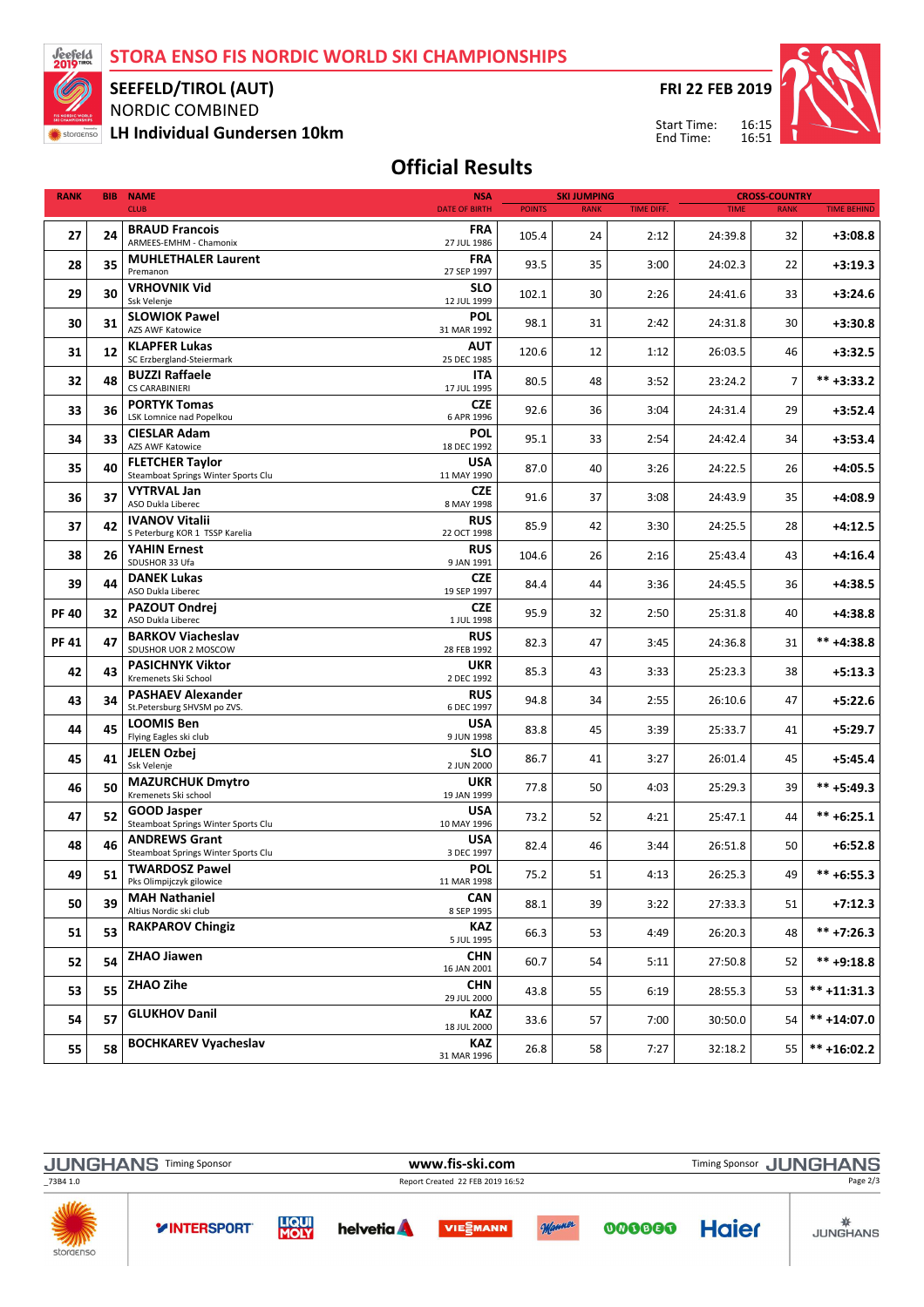# STORA ENSO FIS NORDIC WORLD SKI CHAMPIONSHIPS

## SEEFELD/TIROL (AUT)

NORDIC COMBINED

**LH Individual Gundersen 10km**

**FRI 22 FEB 2019**

Start Time: 16:15
End Time: 16:51

## Official Results

| RANK | BIB | NAME / CLUB | NSA / DATE OF BIRTH | SKI JUMPING POINTS | SKI JUMPING RANK | SKI JUMPING TIME DIFF. | CROSS-COUNTRY TIME | CROSS-COUNTRY RANK | TIME BEHIND |
|---|---|---|---|---|---|---|---|---|---|
| 27 | 24 | **BRAUD Francois** ARMEES-EMHM - Chamonix | FRA 27 JUL 1986 | 105.4 | 24 | 2:12 | 24:39.8 | 32 | +3:08.8 |
| 28 | 35 | **MUHLETHALER Laurent** Premanon | FRA 27 SEP 1997 | 93.5 | 35 | 3:00 | 24:02.3 | 22 | +3:19.3 |
| 29 | 30 | **VRHOVNIK Vid** Ssk Velenje | SLO 12 JUL 1999 | 102.1 | 30 | 2:26 | 24:41.6 | 33 | +3:24.6 |
| 30 | 31 | **SLOWIOK Pawel** AZS AWF Katowice | POL 31 MAR 1992 | 98.1 | 31 | 2:42 | 24:31.8 | 30 | +3:30.8 |
| 31 | 12 | **KLAPFER Lukas** SC Erzbergland-Steiermark | AUT 25 DEC 1985 | 120.6 | 12 | 1:12 | 26:03.5 | 46 | +3:32.5 |
| 32 | 48 | **BUZZI Raffaele** CS CARABINIERI | ITA 17 JUL 1995 | 80.5 | 48 | 3:52 | 23:24.2 | 7 | ** +3:33.2 |
| 33 | 36 | **PORTYK Tomas** LSK Lomnice nad Popelkou | CZE 6 APR 1996 | 92.6 | 36 | 3:04 | 24:31.4 | 29 | +3:52.4 |
| 34 | 33 | **CIESLAR Adam** AZS AWF Katowice | POL 18 DEC 1992 | 95.1 | 33 | 2:54 | 24:42.4 | 34 | +3:53.4 |
| 35 | 40 | **FLETCHER Taylor** Steamboat Springs Winter Sports Clu | USA 11 MAY 1990 | 87.0 | 40 | 3:26 | 24:22.5 | 26 | +4:05.5 |
| 36 | 37 | **VYTRVAL Jan** ASO Dukla Liberec | CZE 8 MAY 1998 | 91.6 | 37 | 3:08 | 24:43.9 | 35 | +4:08.9 |
| 37 | 42 | **IVANOV Vitalii** S Peterburg KOR 1 TSSP Karelia | RUS 22 OCT 1998 | 85.9 | 42 | 3:30 | 24:25.5 | 28 | +4:12.5 |
| 38 | 26 | **YAHIN Ernest** SDUSHOR 33 Ufa | RUS 9 JAN 1991 | 104.6 | 26 | 2:16 | 25:43.4 | 43 | +4:16.4 |
| 39 | 44 | **DANEK Lukas** ASO Dukla Liberec | CZE 19 SEP 1997 | 84.4 | 44 | 3:36 | 24:45.5 | 36 | +4:38.5 |
| PF 40 | 32 | **PAZOUT Ondrej** ASO Dukla Liberec | CZE 1 JUL 1998 | 95.9 | 32 | 2:50 | 25:31.8 | 40 | +4:38.8 |
| PF 41 | 47 | **BARKOV Viacheslav** SDUSHOR UOR 2 MOSCOW | RUS 28 FEB 1992 | 82.3 | 47 | 3:45 | 24:36.8 | 31 | ** +4:38.8 |
| 42 | 43 | **PASICHNYK Viktor** Kremenets Ski School | UKR 2 DEC 1992 | 85.3 | 43 | 3:33 | 25:23.3 | 38 | +5:13.3 |
| 43 | 34 | **PASHAEV Alexander** St.Petersburg SHVSM po ZVS. | RUS 6 DEC 1997 | 94.8 | 34 | 2:55 | 26:10.6 | 47 | +5:22.6 |
| 44 | 45 | **LOOMIS Ben** Flying Eagles ski club | USA 9 JUN 1998 | 83.8 | 45 | 3:39 | 25:33.7 | 41 | +5:29.7 |
| 45 | 41 | **JELEN Ozbej** Ssk Velenje | SLO 2 JUN 2000 | 86.7 | 41 | 3:27 | 26:01.4 | 45 | +5:45.4 |
| 46 | 50 | **MAZURCHUK Dmytro** Kremenets Ski school | UKR 19 JAN 1999 | 77.8 | 50 | 4:03 | 25:29.3 | 39 | ** +5:49.3 |
| 47 | 52 | **GOOD Jasper** Steamboat Springs Winter Sports Clu | USA 10 MAY 1996 | 73.2 | 52 | 4:21 | 25:47.1 | 44 | ** +6:25.1 |
| 48 | 46 | **ANDREWS Grant** Steamboat Springs Winter Sports Clu | USA 3 DEC 1997 | 82.4 | 46 | 3:44 | 26:51.8 | 50 | +6:52.8 |
| 49 | 51 | **TWARDOSZ Pawel** Pks Olimpijczyk gilowice | POL 11 MAR 1998 | 75.2 | 51 | 4:13 | 26:25.3 | 49 | ** +6:55.3 |
| 50 | 39 | **MAH Nathaniel** Altius Nordic ski club | CAN 8 SEP 1995 | 88.1 | 39 | 3:22 | 27:33.3 | 51 | +7:12.3 |
| 51 | 53 | **RAKPAROV Chingiz** | KAZ 5 JUL 1995 | 66.3 | 53 | 4:49 | 26:20.3 | 48 | ** +7:26.3 |
| 52 | 54 | **ZHAO Jiawen** | CHN 16 JAN 2001 | 60.7 | 54 | 5:11 | 27:50.8 | 52 | ** +9:18.8 |
| 53 | 55 | **ZHAO Zihe** | CHN 29 JUL 2000 | 43.8 | 55 | 6:19 | 28:55.3 | 53 | ** +11:31.3 |
| 54 | 57 | **GLUKHOV Danil** | KAZ 18 JUL 2000 | 33.6 | 57 | 7:00 | 30:50.0 | 54 | ** +14:07.0 |
| 55 | 58 | **BOCHKAREV Vyacheslav** | KAZ 31 MAR 1996 | 26.8 | 58 | 7:27 | 32:18.2 | 55 | ** +16:02.2 |

JUNGHANS Timing Sponsor — www.fis-ski.com — Report Created 22 FEB 2019 16:52

_73B4 1.0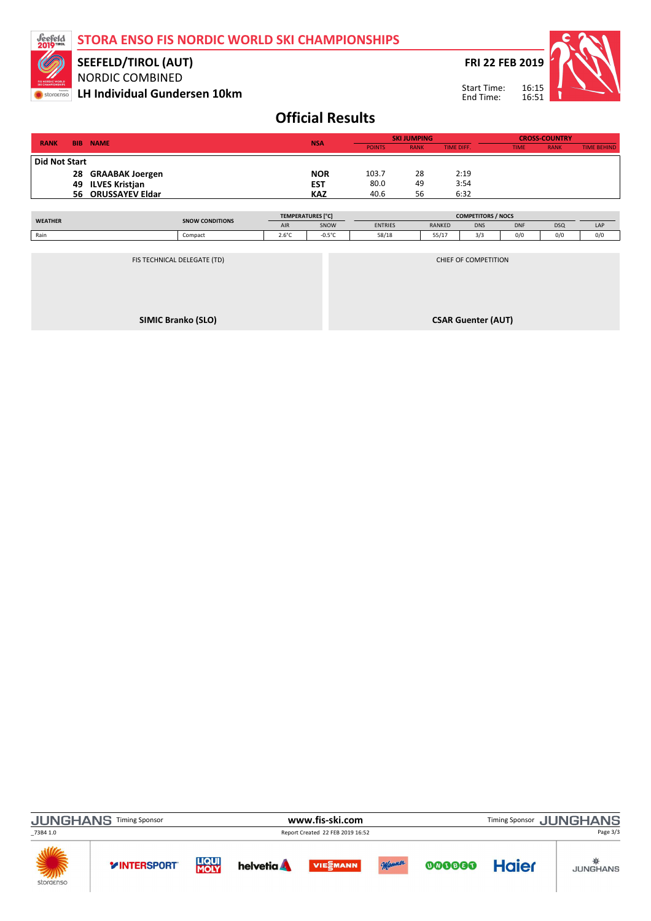# STORA ENSO FIS NORDIC WORLD SKI CHAMPIONSHIPS

## SEEFELD/TIROL (AUT)

NORDIC COMBINED

**LH Individual Gundersen 10km**

**FRI 22 FEB 2019**

Start Time: 16:15
End Time: 16:51

## Official Results

| RANK | BIB | NAME | NSA | SKI JUMPING | | | CROSS-COUNTRY | | |
|---|---|---|---|---|---|---|---|---|---|
| | | | | POINTS | RANK | TIME DIFF. | TIME | RANK | TIME BEHIND |
| **Did Not Start** | | | | | | | | | |
| | 28 | **GRAABAK Joergen** | **NOR** | 103.7 | 28 | 2:19 | | | |
| | 49 | **ILVES Kristjan** | **EST** | 80.0 | 49 | 3:54 | | | |
| | 56 | **ORUSSAYEV Eldar** | **KAZ** | 40.6 | 56 | 6:32 | | | |

| WEATHER | SNOW CONDITIONS | TEMPERATURES [°C] | | COMPETITORS / NOCS | | | | | |
|---|---|---|---|---|---|---|---|---|---|
| | | AIR | SNOW | ENTRIES | RANKED | DNS | DNF | DSQ | LAP |
| Rain | Compact | 2.6°C | -0.5°C | 58/18 | 55/17 | 3/3 | 0/0 | 0/0 | 0/0 |

| FIS TECHNICAL DELEGATE (TD) | CHIEF OF COMPETITION |
|---|---|
| **SIMIC Branko (SLO)** | **CSAR Guenter (AUT)** |